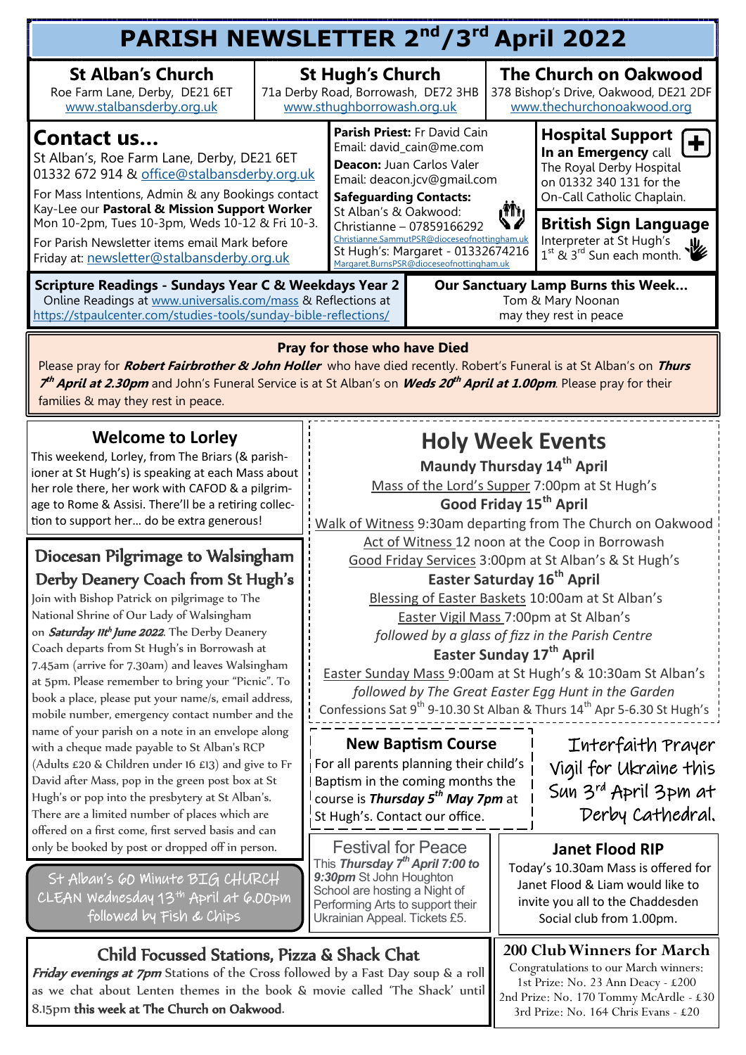# PARISH NEWSLETTER 2nd/3rd April 2022

**St Alban's Church**
Roe Farm Lane, Derby, DE21 6ET
www.stalbansderby.org.uk

**St Hugh's Church**
71a Derby Road, Borrowash, DE72 3HB
www.sthughborrowash.org.uk

**The Church on Oakwood**
378 Bishop's Drive, Oakwood, DE21 2DF
www.thechurchonoakwood.org

## Contact us...

St Alban's, Roe Farm Lane, Derby, DE21 6ET
01332 672 914 & office@stalbansderby.org.uk

For Mass Intentions, Admin & any Bookings contact Kay-Lee our **Pastoral & Mission Support Worker** Mon 10-2pm, Tues 10-3pm, Weds 10-12 & Fri 10-3.

For Parish Newsletter items email Mark before Friday at: newsletter@stalbansderby.org.uk

**Parish Priest:** Fr David Cain
Email: david_cain@me.com

**Deacon:** Juan Carlos Valer
Email: deacon.jcv@gmail.com

**Safeguarding Contacts:**
St Alban's & Oakwood:
Christianne – 07859166292
Christianne.SammutPSR@dioceseofnottingham.uk
St Hugh's: Margaret - 01332674216
Margaret.BurnsPSR@dioceseofnottingham.uk

**Hospital Support**
**In an Emergency** call The Royal Derby Hospital on 01332 340 131 for the On-Call Catholic Chaplain.

**British Sign Language**
Interpreter at St Hugh's 1st & 3rd Sun each month.

**Scripture Readings - Sundays Year C & Weekdays Year 2**
Online Readings at www.universalis.com/mass & Reflections at https://stpaulcenter.com/studies-tools/sunday-bible-reflections/

**Our Sanctuary Lamp Burns this Week...**
Tom & Mary Noonan
may they rest in peace

### Pray for those who have Died

Please pray for ***Robert Fairbrother & John Holler*** who have died recently. Robert's Funeral is at St Alban's on ***Thurs 7th April at 2.30pm*** and John's Funeral Service is at St Alban's on ***Weds 20th April at 1.00pm***. Please pray for their families & may they rest in peace.

### Welcome to Lorley

This weekend, Lorley, from The Briars (& parishioner at St Hugh's) is speaking at each Mass about her role there, her work with CAFOD & a pilgrimage to Rome & Assisi. There'll be a retiring collection to support her... do be extra generous!

### Diocesan Pilgrimage to Walsingham Derby Deanery Coach from St Hugh's

Join with Bishop Patrick on pilgrimage to The National Shrine of Our Lady of Walsingham on ***Saturday 11th June 2022***. The Derby Deanery Coach departs from St Hugh's in Borrowash at 7.45am (arrive for 7.30am) and leaves Walsingham at 5pm. Please remember to bring your "Picnic". To book a place, please put your name/s, email address, mobile number, emergency contact number and the name of your parish on a note in an envelope along with a cheque made payable to St Alban's RCP (Adults £20 & Children under 16 £13) and give to Fr David after Mass, pop in the green post box at St Hugh's or pop into the presbytery at St Alban's. There are a limited number of places which are offered on a first come, first served basis and can only be booked by post or dropped off in person.

St Alban's 60 Minute BIG CHURCH CLEAN Wednesday 13th April at 6.00pm followed by Fish & Chips

## Holy Week Events

**Maundy Thursday 14th April**
Mass of the Lord's Supper 7:00pm at St Hugh's

**Good Friday 15th April**
Walk of Witness 9:30am departing from The Church on Oakwood
Act of Witness 12 noon at the Coop in Borrowash
Good Friday Services 3:00pm at St Alban's & St Hugh's

**Easter Saturday 16th April**
Blessing of Easter Baskets 10:00am at St Alban's
Easter Vigil Mass 7:00pm at St Alban's
*followed by a glass of fizz in the Parish Centre*

**Easter Sunday 17th April**
Easter Sunday Mass 9:00am at St Hugh's & 10:30am St Alban's
*followed by The Great Easter Egg Hunt in the Garden*

Confessions Sat 9th 9-10.30 St Alban & Thurs 14th Apr 5-6.30 St Hugh's

### New Baptism Course

For all parents planning their child's Baptism in the coming months the course is ***Thursday 5th May 7pm*** at St Hugh's. Contact our office.

Interfaith Prayer Vigil for Ukraine this Sun 3rd April 3pm at Derby Cathedral.

### Festival for Peace

This ***Thursday 7th April 7:00 to 9:30pm*** St John Houghton School are hosting a Night of Performing Arts to support their Ukrainian Appeal. Tickets £5.

### Janet Flood RIP

Today's 10.30am Mass is offered for Janet Flood & Liam would like to invite you all to the Chaddesden Social club from 1.00pm.

### Child Focussed Stations, Pizza & Shack Chat

***Friday evenings at 7pm*** Stations of the Cross followed by a Fast Day soup & a roll as we chat about Lenten themes in the book & movie called 'The Shack' until 8.15pm **this week at The Church on Oakwood**.

### 200 Club Winners for March

Congratulations to our March winners:
1st Prize: No. 23 Ann Deacy - £200
2nd Prize: No. 170 Tommy McArdle - £30
3rd Prize: No. 164 Chris Evans - £20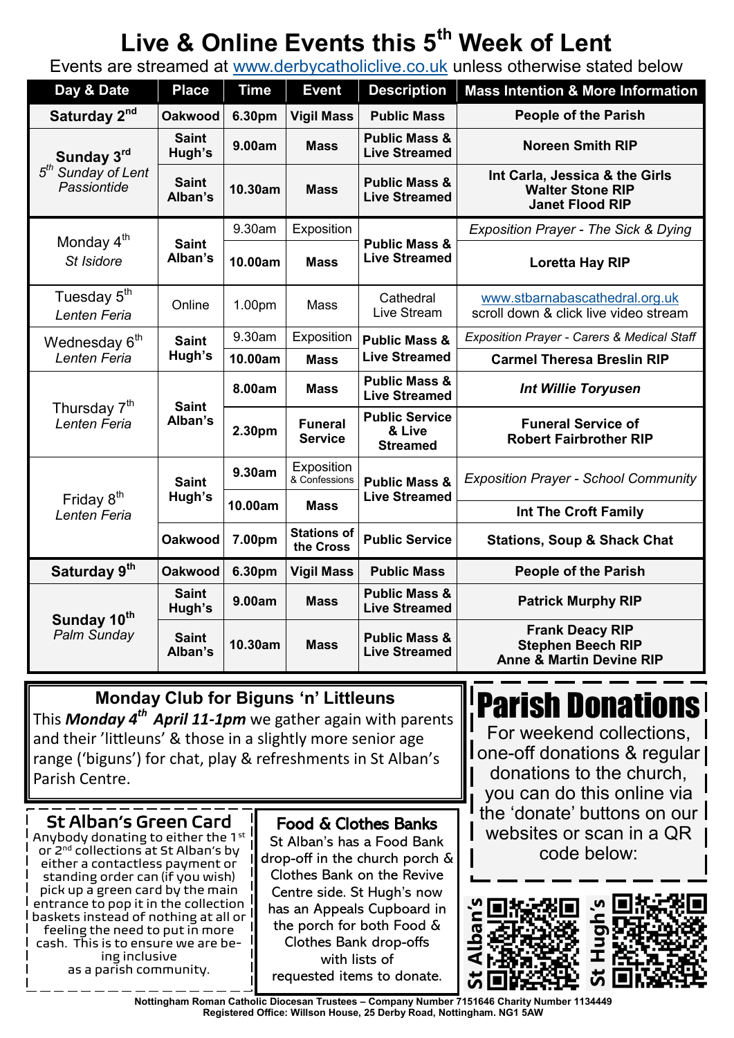# Live & Online Events this 5th Week of Lent

Events are streamed at www.derbycatholiclive.co.uk unless otherwise stated below

| Day & Date | Place | Time | Event | Description | Mass Intention & More Information |
|---|---|---|---|---|---|
| **Saturday 2nd** | **Oakwood** | **6.30pm** | **Vigil Mass** | **Public Mass** | **People of the Parish** |
| **Sunday 3rd** *5th Sunday of Lent Passiontide* | **Saint Hugh's** | **9.00am** | **Mass** | **Public Mass & Live Streamed** | **Noreen Smith RIP** |
| | **Saint Alban's** | **10.30am** | **Mass** | **Public Mass & Live Streamed** | **Int Carla, Jessica & the Girls Walter Stone RIP Janet Flood RIP** |
| Monday 4th *St Isidore* | **Saint Alban's** | 9.30am | Exposition | **Public Mass & Live Streamed** | *Exposition Prayer - The Sick & Dying* |
| | | **10.00am** | **Mass** | | **Loretta Hay RIP** |
| Tuesday 5th *Lenten Feria* | Online | 1.00pm | Mass | Cathedral Live Stream | www.stbarnabascathedral.org.uk scroll down & click live video stream |
| Wednesday 6th *Lenten Feria* | **Saint Hugh's** | 9.30am | Exposition | **Public Mass & Live Streamed** | *Exposition Prayer - Carers & Medical Staff* |
| | | **10.00am** | **Mass** | | **Carmel Theresa Breslin RIP** |
| Thursday 7th *Lenten Feria* | **Saint Alban's** | **8.00am** | **Mass** | **Public Mass & Live Streamed** | ***Int Willie Toryusen*** |
| | | **2.30pm** | **Funeral Service** | **Public Service & Live Streamed** | **Funeral Service of Robert Fairbrother RIP** |
| Friday 8th *Lenten Feria* | **Saint Hugh's** | **9.30am** | Exposition & Confessions | **Public Mass & Live Streamed** | *Exposition Prayer - School Community* |
| | | **10.00am** | **Mass** | | **Int The Croft Family** |
| | **Oakwood** | **7.00pm** | **Stations of the Cross** | **Public Service** | **Stations, Soup & Shack Chat** |
| **Saturday 9th** | **Oakwood** | **6.30pm** | **Vigil Mass** | **Public Mass** | **People of the Parish** |
| **Sunday 10th** *Palm Sunday* | **Saint Hugh's** | **9.00am** | **Mass** | **Public Mass & Live Streamed** | **Patrick Murphy RIP** |
| | **Saint Alban's** | **10.30am** | **Mass** | **Public Mass & Live Streamed** | **Frank Deacy RIP Stephen Beech RIP Anne & Martin Devine RIP** |

## Monday Club for Biguns 'n' Littleuns

This ***Monday 4th April 11-1pm*** we gather again with parents and their 'littleuns' & those in a slightly more senior age range ('biguns') for chat, play & refreshments in St Alban's Parish Centre.

## Parish Donations

For weekend collections, one-off donations & regular donations to the church, you can do this online via the 'donate' buttons on our websites or scan in a QR code below:

St Alban's | St Hugh's

## St Alban's Green Card

Anybody donating to either the 1st or 2nd collections at St Alban's by either a contactless payment or standing order can (if you wish) pick up a green card by the main entrance to pop it in the collection baskets instead of nothing at all or feeling the need to put in more cash. This is to ensure we are being inclusive as a parish community.

## Food & Clothes Banks

St Alban's has a Food Bank drop-off in the church porch & Clothes Bank on the Revive Centre side. St Hugh's now has an Appeals Cupboard in the porch for both Food & Clothes Bank drop-offs with lists of requested items to donate.

Nottingham Roman Catholic Diocesan Trustees – Company Number 7151646 Charity Number 1134449
Registered Office: Willson House, 25 Derby Road, Nottingham. NG1 5AW